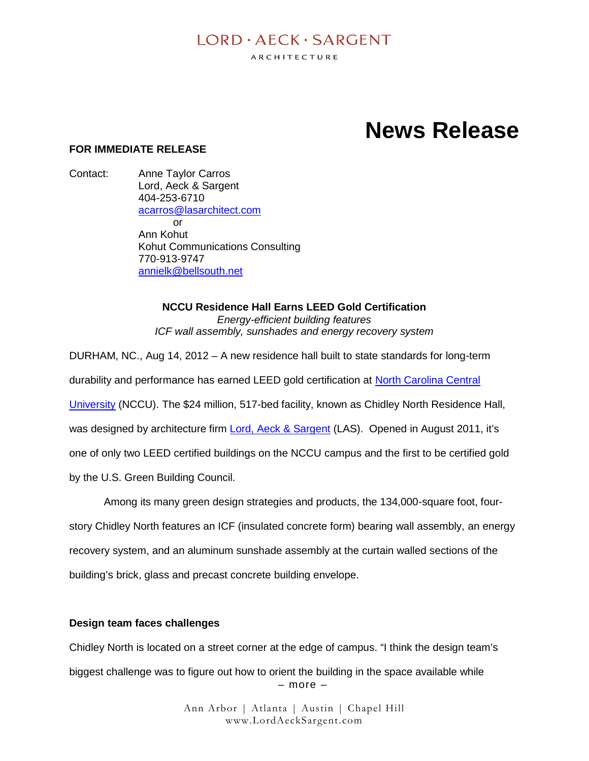LORD · AECK · SARGENT

ARCHITECTURE

# News Release

**FOR IMMEDIATE RELEASE**

Contact: Anne Taylor Carros
Lord, Aeck & Sargent
404-253-6710
acarros@lasarchitect.com
or
Ann Kohut
Kohut Communications Consulting
770-913-9747
annielk@bellsouth.net

**NCCU Residence Hall Earns LEED Gold Certification**
*Energy-efficient building features*
*ICF wall assembly, sunshades and energy recovery system*

DURHAM, NC., Aug 14, 2012 – A new residence hall built to state standards for long-term durability and performance has earned LEED gold certification at North Carolina Central University (NCCU). The $24 million, 517-bed facility, known as Chidley North Residence Hall, was designed by architecture firm Lord, Aeck & Sargent (LAS). Opened in August 2011, it's one of only two LEED certified buildings on the NCCU campus and the first to be certified gold by the U.S. Green Building Council.

Among its many green design strategies and products, the 134,000-square foot, four-story Chidley North features an ICF (insulated concrete form) bearing wall assembly, an energy recovery system, and an aluminum sunshade assembly at the curtain walled sections of the building's brick, glass and precast concrete building envelope.

**Design team faces challenges**

Chidley North is located on a street corner at the edge of campus. "I think the design team's biggest challenge was to figure out how to orient the building in the space available while

– more –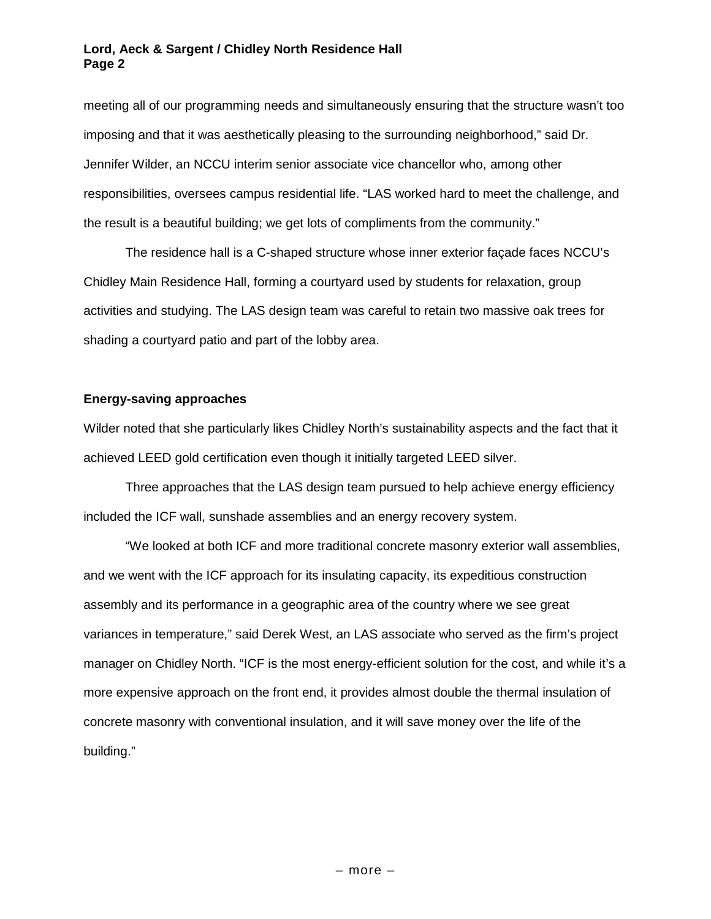meeting all of our programming needs and simultaneously ensuring that the structure wasn't too imposing and that it was aesthetically pleasing to the surrounding neighborhood," said Dr. Jennifer Wilder, an NCCU interim senior associate vice chancellor who, among other responsibilities, oversees campus residential life. "LAS worked hard to meet the challenge, and the result is a beautiful building; we get lots of compliments from the community."

The residence hall is a C-shaped structure whose inner exterior façade faces NCCU's Chidley Main Residence Hall, forming a courtyard used by students for relaxation, group activities and studying. The LAS design team was careful to retain two massive oak trees for shading a courtyard patio and part of the lobby area.

**Energy-saving approaches**

Wilder noted that she particularly likes Chidley North's sustainability aspects and the fact that it achieved LEED gold certification even though it initially targeted LEED silver.

Three approaches that the LAS design team pursued to help achieve energy efficiency included the ICF wall, sunshade assemblies and an energy recovery system.

"We looked at both ICF and more traditional concrete masonry exterior wall assemblies, and we went with the ICF approach for its insulating capacity, its expeditious construction assembly and its performance in a geographic area of the country where we see great variances in temperature," said Derek West, an LAS associate who served as the firm's project manager on Chidley North. "ICF is the most energy-efficient solution for the cost, and while it's a more expensive approach on the front end, it provides almost double the thermal insulation of concrete masonry with conventional insulation, and it will save money over the life of the building."

– more –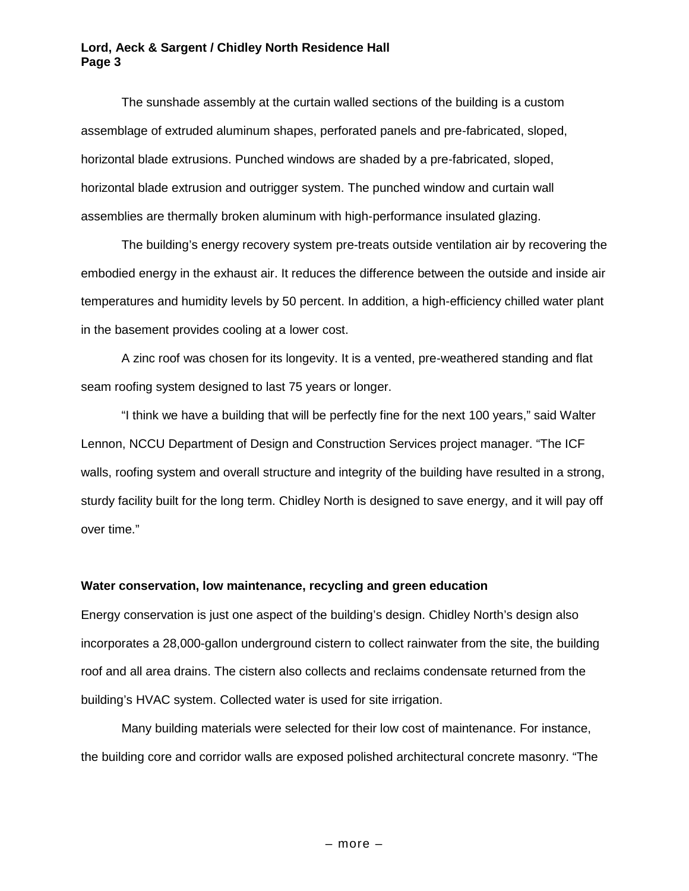The sunshade assembly at the curtain walled sections of the building is a custom assemblage of extruded aluminum shapes, perforated panels and pre-fabricated, sloped, horizontal blade extrusions. Punched windows are shaded by a pre-fabricated, sloped, horizontal blade extrusion and outrigger system. The punched window and curtain wall assemblies are thermally broken aluminum with high-performance insulated glazing.

The building's energy recovery system pre-treats outside ventilation air by recovering the embodied energy in the exhaust air. It reduces the difference between the outside and inside air temperatures and humidity levels by 50 percent. In addition, a high-efficiency chilled water plant in the basement provides cooling at a lower cost.

A zinc roof was chosen for its longevity. It is a vented, pre-weathered standing and flat seam roofing system designed to last 75 years or longer.

"I think we have a building that will be perfectly fine for the next 100 years," said Walter Lennon, NCCU Department of Design and Construction Services project manager. "The ICF walls, roofing system and overall structure and integrity of the building have resulted in a strong, sturdy facility built for the long term. Chidley North is designed to save energy, and it will pay off over time."

**Water conservation, low maintenance, recycling and green education**

Energy conservation is just one aspect of the building's design. Chidley North's design also incorporates a 28,000-gallon underground cistern to collect rainwater from the site, the building roof and all area drains. The cistern also collects and reclaims condensate returned from the building's HVAC system. Collected water is used for site irrigation.

Many building materials were selected for their low cost of maintenance. For instance, the building core and corridor walls are exposed polished architectural concrete masonry. "The

– more –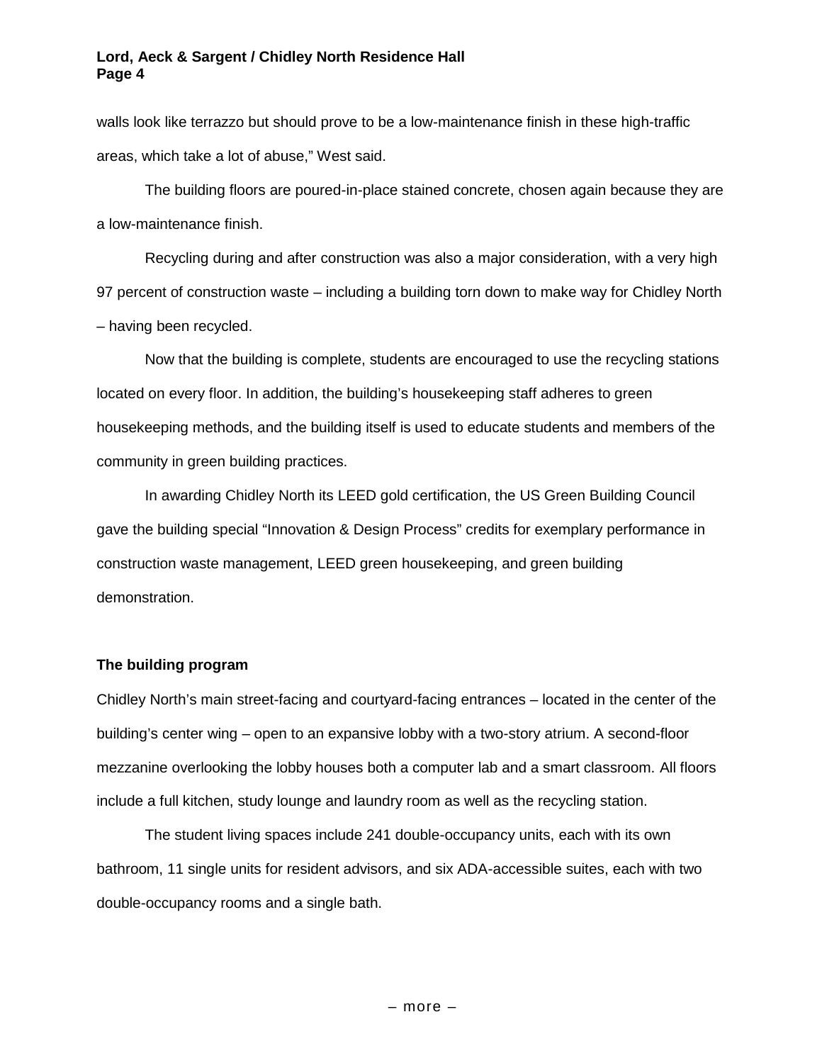walls look like terrazzo but should prove to be a low-maintenance finish in these high-traffic areas, which take a lot of abuse," West said.

The building floors are poured-in-place stained concrete, chosen again because they are a low-maintenance finish.

Recycling during and after construction was also a major consideration, with a very high 97 percent of construction waste – including a building torn down to make way for Chidley North – having been recycled.

Now that the building is complete, students are encouraged to use the recycling stations located on every floor. In addition, the building's housekeeping staff adheres to green housekeeping methods, and the building itself is used to educate students and members of the community in green building practices.

In awarding Chidley North its LEED gold certification, the US Green Building Council gave the building special "Innovation & Design Process" credits for exemplary performance in construction waste management, LEED green housekeeping, and green building demonstration.

**The building program**

Chidley North's main street-facing and courtyard-facing entrances – located in the center of the building's center wing – open to an expansive lobby with a two-story atrium. A second-floor mezzanine overlooking the lobby houses both a computer lab and a smart classroom. All floors include a full kitchen, study lounge and laundry room as well as the recycling station.

The student living spaces include 241 double-occupancy units, each with its own bathroom, 11 single units for resident advisors, and six ADA-accessible suites, each with two double-occupancy rooms and a single bath.

– more –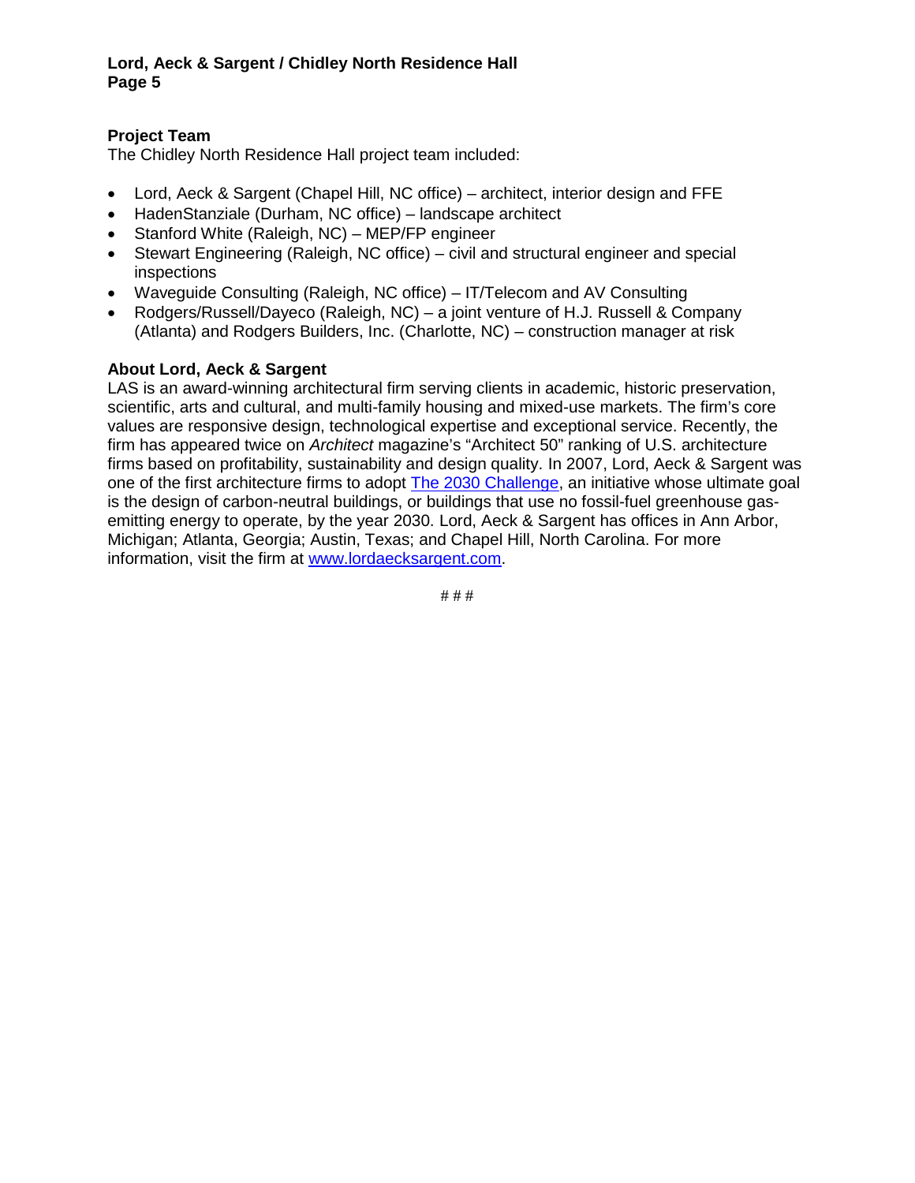## Project Team

The Chidley North Residence Hall project team included:

- Lord, Aeck & Sargent (Chapel Hill, NC office) – architect, interior design and FFE
- HadenStanziale (Durham, NC office) – landscape architect
- Stanford White (Raleigh, NC) – MEP/FP engineer
- Stewart Engineering (Raleigh, NC office) – civil and structural engineer and special inspections
- Waveguide Consulting (Raleigh, NC office) – IT/Telecom and AV Consulting
- Rodgers/Russell/Dayeco (Raleigh, NC) – a joint venture of H.J. Russell & Company (Atlanta) and Rodgers Builders, Inc. (Charlotte, NC) – construction manager at risk

## About Lord, Aeck & Sargent

LAS is an award-winning architectural firm serving clients in academic, historic preservation, scientific, arts and cultural, and multi-family housing and mixed-use markets. The firm's core values are responsive design, technological expertise and exceptional service. Recently, the firm has appeared twice on *Architect* magazine's "Architect 50" ranking of U.S. architecture firms based on profitability, sustainability and design quality. In 2007, Lord, Aeck & Sargent was one of the first architecture firms to adopt The 2030 Challenge, an initiative whose ultimate goal is the design of carbon-neutral buildings, or buildings that use no fossil-fuel greenhouse gas-emitting energy to operate, by the year 2030. Lord, Aeck & Sargent has offices in Ann Arbor, Michigan; Atlanta, Georgia; Austin, Texas; and Chapel Hill, North Carolina. For more information, visit the firm at www.lordaecksargent.com.

# # #